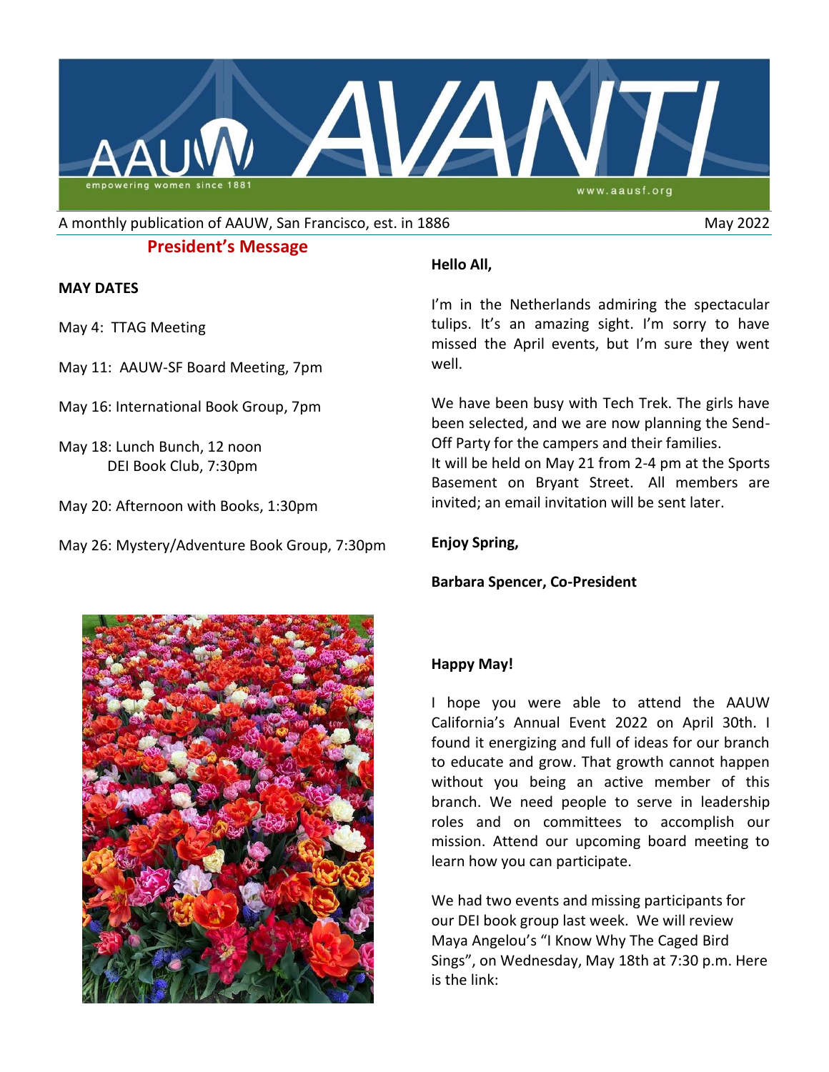# AAUW AVANTI

empowering women since 1881

www.aausf.org

A monthly publication of AAUW, San Francisco, est. in 1886 — May 2022

## President's Message

**MAY DATES**

May 4: TTAG Meeting

May 11: AAUW-SF Board Meeting, 7pm

May 16: International Book Group, 7pm

May 18: Lunch Bunch, 12 noon
DEI Book Club, 7:30pm

May 20: Afternoon with Books, 1:30pm

May 26: Mystery/Adventure Book Group, 7:30pm

**Hello All,**

I'm in the Netherlands admiring the spectacular tulips. It's an amazing sight. I'm sorry to have missed the April events, but I'm sure they went well.

We have been busy with Tech Trek. The girls have been selected, and we are now planning the Send-Off Party for the campers and their families.
It will be held on May 21 from 2-4 pm at the Sports Basement on Bryant Street. All members are invited; an email invitation will be sent later.

**Enjoy Spring,**

**Barbara Spencer, Co-President**

**Happy May!**

I hope you were able to attend the AAUW California's Annual Event 2022 on April 30th. I found it energizing and full of ideas for our branch to educate and grow. That growth cannot happen without you being an active member of this branch. We need people to serve in leadership roles and on committees to accomplish our mission. Attend our upcoming board meeting to learn how you can participate.

We had two events and missing participants for our DEI book group last week. We will review Maya Angelou's "I Know Why The Caged Bird Sings", on Wednesday, May 18th at 7:30 p.m. Here is the link: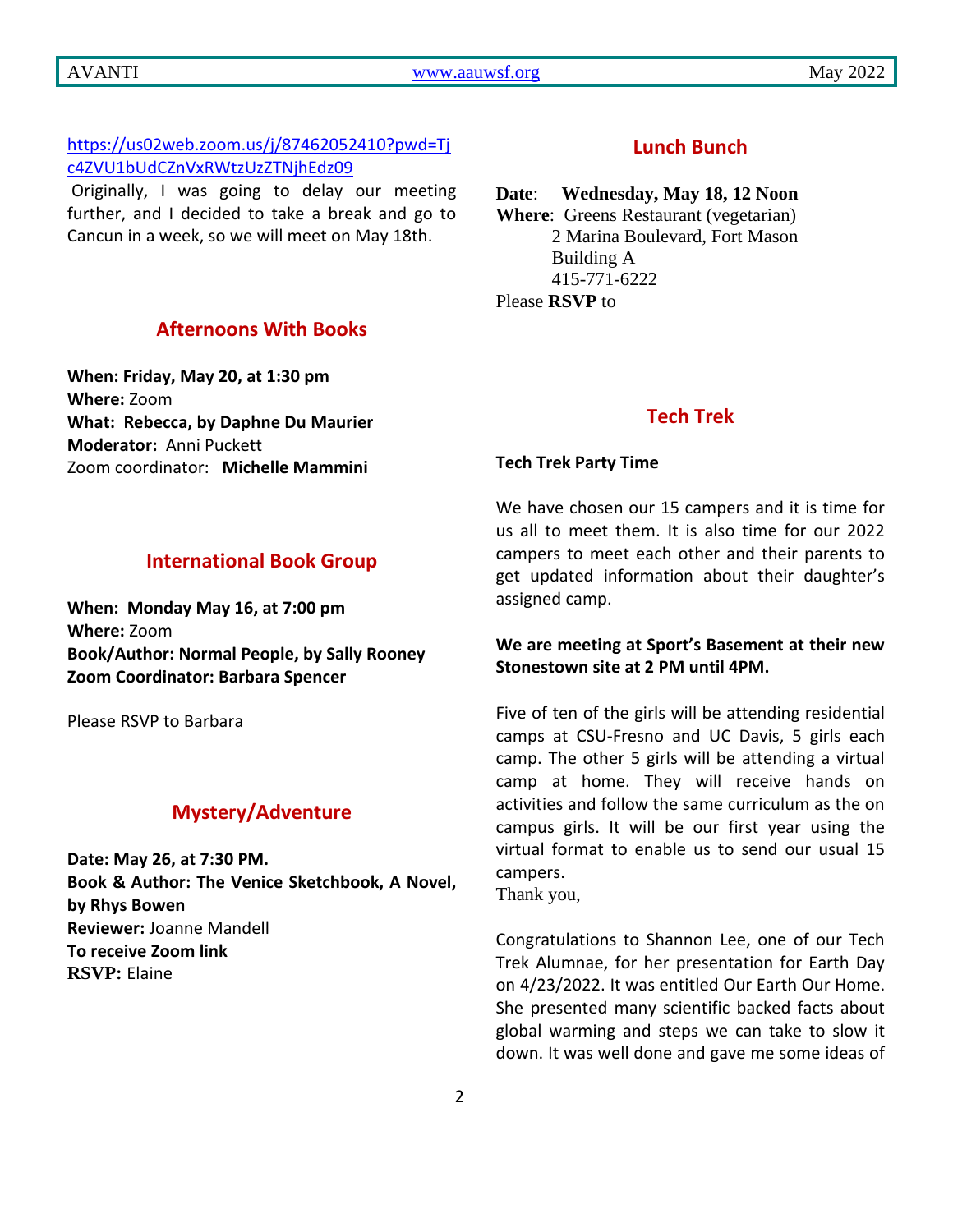https://us02web.zoom.us/j/87462052410?pwd=Tjc4ZVU1bUdCZnVxRWtzUzZTNjhEdz09

Originally, I was going to delay our meeting further, and I decided to take a break and go to Cancun in a week, so we will meet on May 18th.

## Afternoons With Books

**When: Friday, May 20, at 1:30 pm**
**Where:** Zoom
**What: Rebecca, by Daphne Du Maurier**
**Moderator:** Anni Puckett
Zoom coordinator: **Michelle Mammini**

## International Book Group

**When: Monday May 16, at 7:00 pm**
**Where:** Zoom
**Book/Author: Normal People, by Sally Rooney**
**Zoom Coordinator: Barbara Spencer**

Please RSVP to Barbara

## Mystery/Adventure

**Date: May 26, at 7:30 PM.**
**Book & Author: The Venice Sketchbook, A Novel, by Rhys Bowen**
**Reviewer:** Joanne Mandell
**To receive Zoom link**
**RSVP:** Elaine

## Lunch Bunch

**Date**: **Wednesday, May 18, 12 Noon**
**Where**: Greens Restaurant (vegetarian)
2 Marina Boulevard, Fort Mason
Building A
415-771-6222
Please **RSVP** to

## Tech Trek

**Tech Trek Party Time**

We have chosen our 15 campers and it is time for us all to meet them. It is also time for our 2022 campers to meet each other and their parents to get updated information about their daughter's assigned camp.

**We are meeting at Sport's Basement at their new Stonestown site at 2 PM until 4PM.**

Five of ten of the girls will be attending residential camps at CSU-Fresno and UC Davis, 5 girls each camp. The other 5 girls will be attending a virtual camp at home. They will receive hands on activities and follow the same curriculum as the on campus girls. It will be our first year using the virtual format to enable us to send our usual 15 campers.
Thank you,

Congratulations to Shannon Lee, one of our Tech Trek Alumnae, for her presentation for Earth Day on 4/23/2022. It was entitled Our Earth Our Home. She presented many scientific backed facts about global warming and steps we can take to slow it down. It was well done and gave me some ideas of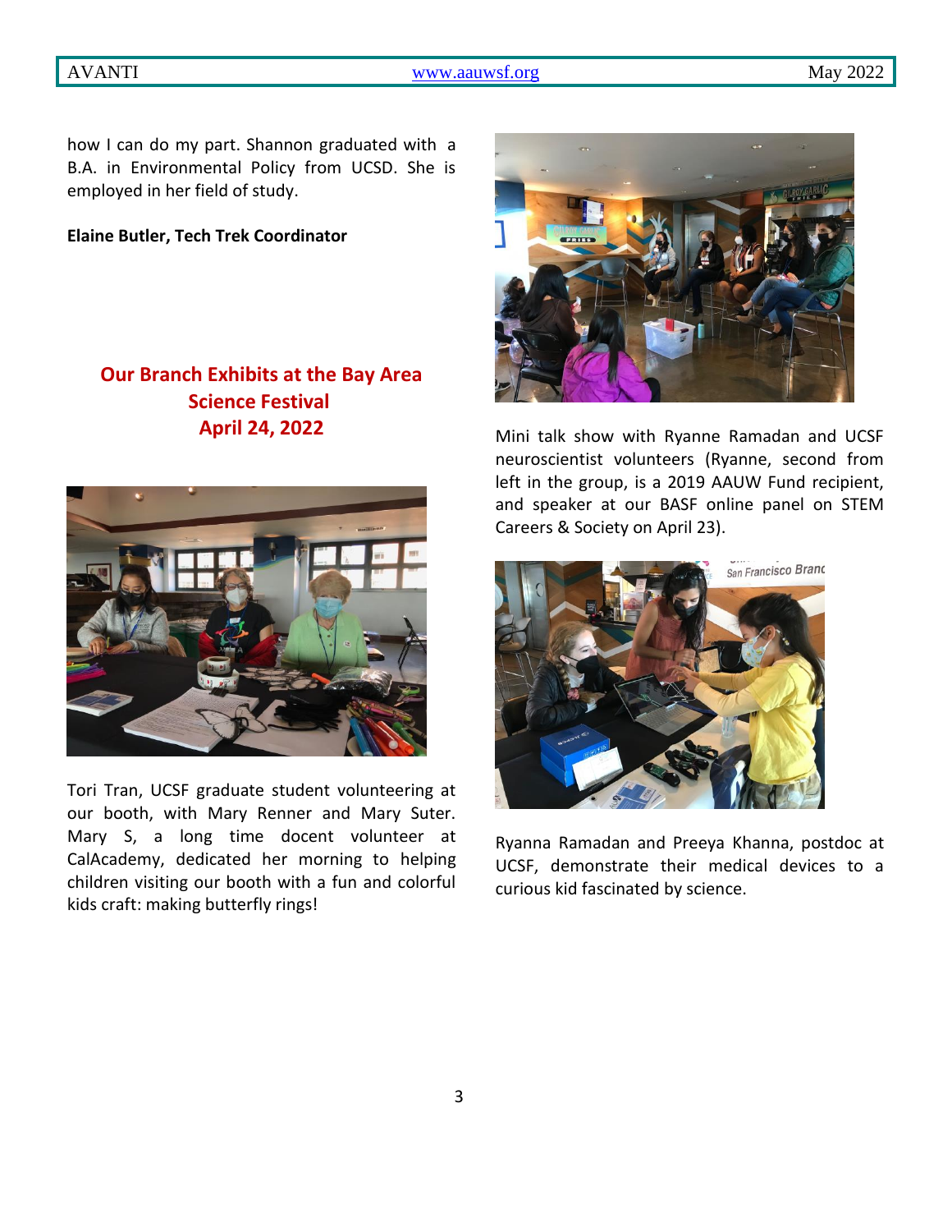how I can do my part. Shannon graduated with a B.A. in Environmental Policy from UCSD. She is employed in her field of study.

**Elaine Butler, Tech Trek Coordinator**

## Our Branch Exhibits at the Bay Area Science Festival April 24, 2022

Tori Tran, UCSF graduate student volunteering at our booth, with Mary Renner and Mary Suter. Mary S, a long time docent volunteer at CalAcademy, dedicated her morning to helping children visiting our booth with a fun and colorful kids craft: making butterfly rings!

Mini talk show with Ryanne Ramadan and UCSF neuroscientist volunteers (Ryanne, second from left in the group, is a 2019 AAUW Fund recipient, and speaker at our BASF online panel on STEM Careers & Society on April 23).

Ryanna Ramadan and Preeya Khanna, postdoc at UCSF, demonstrate their medical devices to a curious kid fascinated by science.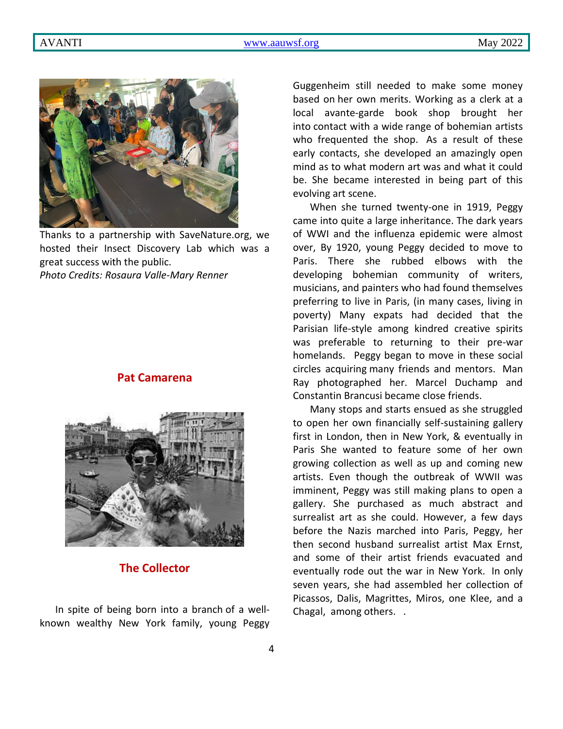Thanks to a partnership with SaveNature.org, we hosted their Insect Discovery Lab which was a great success with the public.
*Photo Credits: Rosaura Valle-Mary Renner*

**Pat Camarena**

## The Collector

In spite of being born into a branch of a well-known wealthy New York family, young Peggy Guggenheim still needed to make some money based on her own merits. Working as a clerk at a local avante-garde book shop brought her into contact with a wide range of bohemian artists who frequented the shop. As a result of these early contacts, she developed an amazingly open mind as to what modern art was and what it could be. She became interested in being part of this evolving art scene.

When she turned twenty-one in 1919, Peggy came into quite a large inheritance. The dark years of WWI and the influenza epidemic were almost over, By 1920, young Peggy decided to move to Paris. There she rubbed elbows with the developing bohemian community of writers, musicians, and painters who had found themselves preferring to live in Paris, (in many cases, living in poverty) Many expats had decided that the Parisian life-style among kindred creative spirits was preferable to returning to their pre-war homelands. Peggy began to move in these social circles acquiring many friends and mentors. Man Ray photographed her. Marcel Duchamp and Constantin Brancusi became close friends.

Many stops and starts ensued as she struggled to open her own financially self-sustaining gallery first in London, then in New York, & eventually in Paris She wanted to feature some of her own growing collection as well as up and coming new artists. Even though the outbreak of WWII was imminent, Peggy was still making plans to open a gallery. She purchased as much abstract and surrealist art as she could. However, a few days before the Nazis marched into Paris, Peggy, her then second husband surrealist artist Max Ernst, and some of their artist friends evacuated and eventually rode out the war in New York. In only seven years, she had assembled her collection of Picassos, Dalis, Magrittes, Miros, one Klee, and a Chagal, among others. .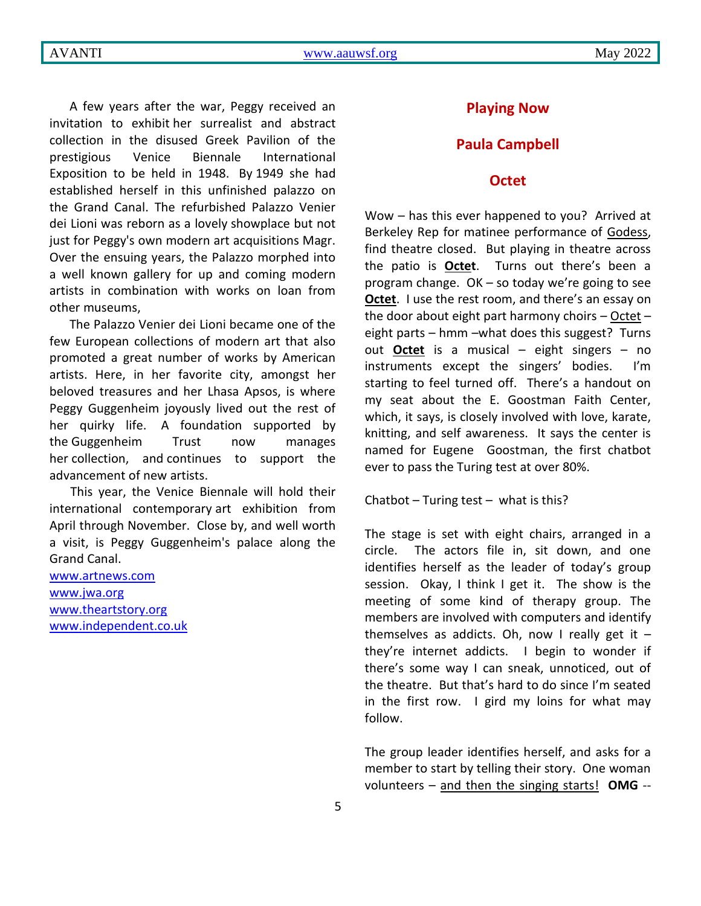A few years after the war, Peggy received an invitation to exhibit her surrealist and abstract collection in the disused Greek Pavilion of the prestigious Venice Biennale International Exposition to be held in 1948. By 1949 she had established herself in this unfinished palazzo on the Grand Canal. The refurbished Palazzo Venier dei Lioni was reborn as a lovely showplace but not just for Peggy's own modern art acquisitions Magr. Over the ensuing years, the Palazzo morphed into a well known gallery for up and coming modern artists in combination with works on loan from other museums,

The Palazzo Venier dei Lioni became one of the few European collections of modern art that also promoted a great number of works by American artists. Here, in her favorite city, amongst her beloved treasures and her Lhasa Apsos, is where Peggy Guggenheim joyously lived out the rest of her quirky life. A foundation supported by the Guggenheim Trust now manages her collection, and continues to support the advancement of new artists.

This year, the Venice Biennale will hold their international contemporary art exhibition from April through November. Close by, and well worth a visit, is Peggy Guggenheim's palace along the Grand Canal.

www.artnews.com
www.jwa.org
www.theartstory.org
www.independent.co.uk

## Playing Now

## Paula Campbell

## Octet

Wow – has this ever happened to you? Arrived at Berkeley Rep for matinee performance of Godess, find theatre closed. But playing in theatre across the patio is **Octet**. Turns out there's been a program change. OK – so today we're going to see **Octet**. I use the rest room, and there's an essay on the door about eight part harmony choirs – Octet – eight parts – hmm –what does this suggest? Turns out **Octet** is a musical – eight singers – no instruments except the singers' bodies. I'm starting to feel turned off. There's a handout on my seat about the E. Goostman Faith Center, which, it says, is closely involved with love, karate, knitting, and self awareness. It says the center is named for Eugene Goostman, the first chatbot ever to pass the Turing test at over 80%.

Chatbot – Turing test – what is this?

The stage is set with eight chairs, arranged in a circle. The actors file in, sit down, and one identifies herself as the leader of today's group session. Okay, I think I get it. The show is the meeting of some kind of therapy group. The members are involved with computers and identify themselves as addicts. Oh, now I really get it – they're internet addicts. I begin to wonder if there's some way I can sneak, unnoticed, out of the theatre. But that's hard to do since I'm seated in the first row. I gird my loins for what may follow.

The group leader identifies herself, and asks for a member to start by telling their story. One woman volunteers – and then the singing starts! **OMG** --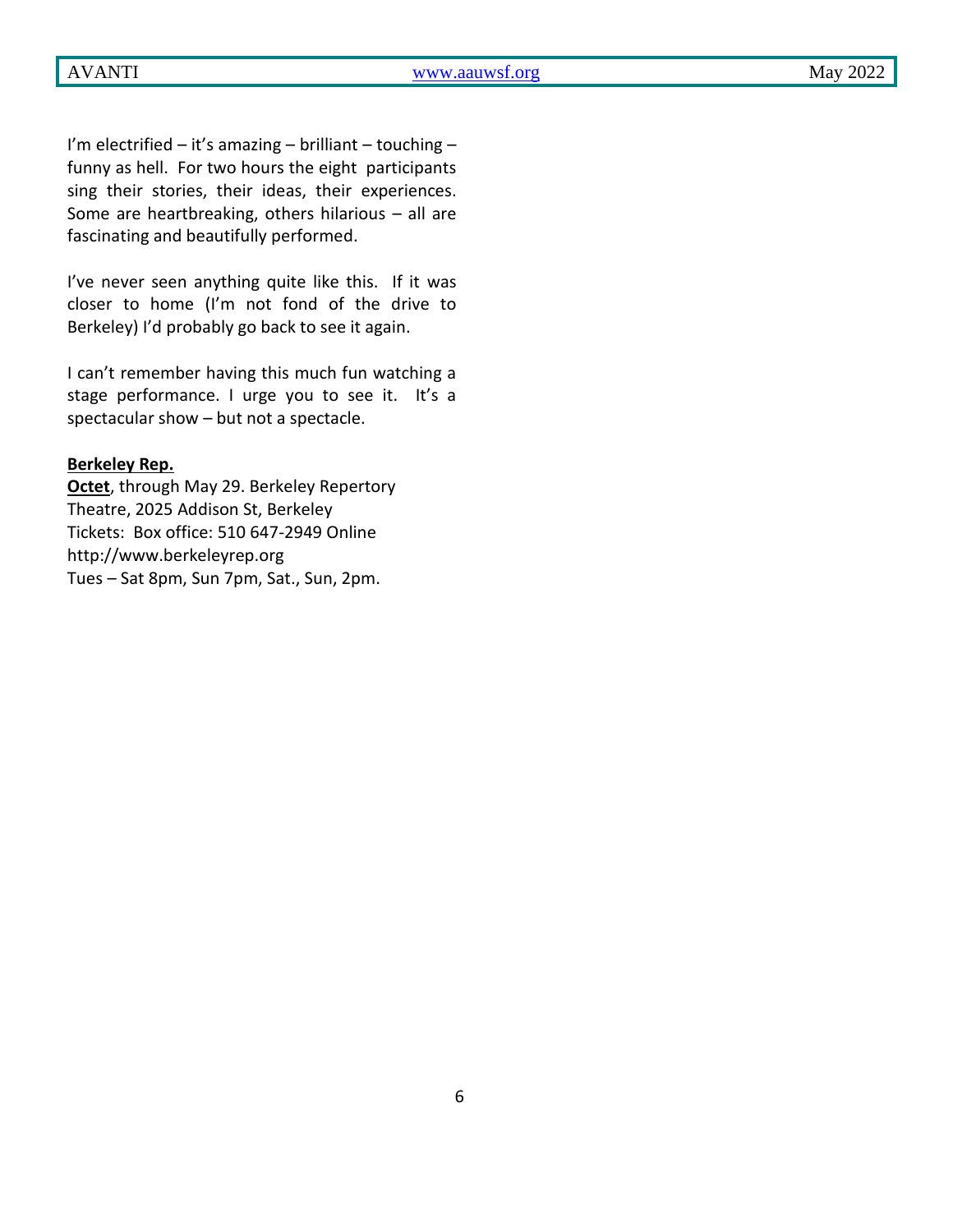I'm electrified – it's amazing – brilliant – touching – funny as hell. For two hours the eight participants sing their stories, their ideas, their experiences. Some are heartbreaking, others hilarious – all are fascinating and beautifully performed.

I've never seen anything quite like this. If it was closer to home (I'm not fond of the drive to Berkeley) I'd probably go back to see it again.

I can't remember having this much fun watching a stage performance. I urge you to see it. It's a spectacular show – but not a spectacle.

**Berkeley Rep.**

**Octet**, through May 29. Berkeley Repertory Theatre, 2025 Addison St, Berkeley
Tickets: Box office: 510 647-2949 Online http://www.berkeleyrep.org
Tues – Sat 8pm, Sun 7pm, Sat., Sun, 2pm.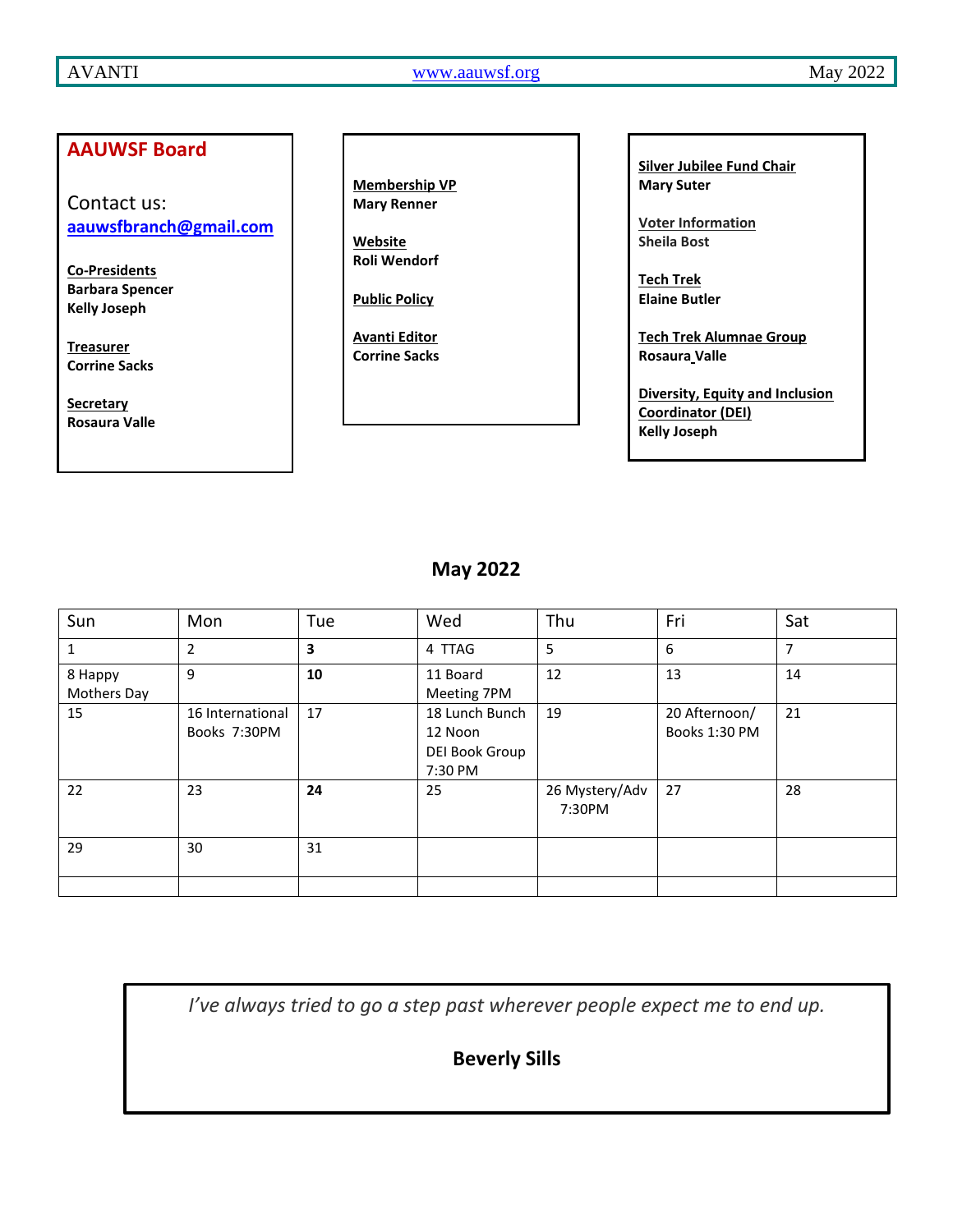## AAUWSF Board

Contact us:
**aauwsfbranch@gmail.com**

**Co-Presidents**
**Barbara Spencer**
**Kelly Joseph**

**Treasurer**
**Corrine Sacks**

**Secretary**
**Rosaura Valle**

**Membership VP**
**Mary Renner**

**Website**
**Roli Wendorf**

**Public Policy**

**Avanti Editor**
**Corrine Sacks**

**Silver Jubilee Fund Chair**
**Mary Suter**

**Voter Information**
**Sheila Bost**

**Tech Trek**
**Elaine Butler**

**Tech Trek Alumnae Group**
**Rosaura Valle**

**Diversity, Equity and Inclusion Coordinator (DEI)**
**Kelly Joseph**

## May 2022

| Sun | Mon | Tue | Wed | Thu | Fri | Sat |
|---|---|---|---|---|---|---|
| 1 | 2 | **3** | 4 TTAG | 5 | 6 | 7 |
| 8 Happy Mothers Day | 9 | **10** | 11 Board Meeting 7PM | 12 | 13 | 14 |
| 15 | 16 International Books 7:30PM | 17 | 18 Lunch Bunch 12 Noon DEI Book Group 7:30 PM | 19 | 20 Afternoon/ Books 1:30 PM | 21 |
| 22 | 23 | **24** | 25 | 26 Mystery/Adv 7:30PM | 27 | 28 |
| 29 | 30 | 31 | | | | |
| | | | | | | |

*I've always tried to go a step past wherever people expect me to end up.*

**Beverly Sills**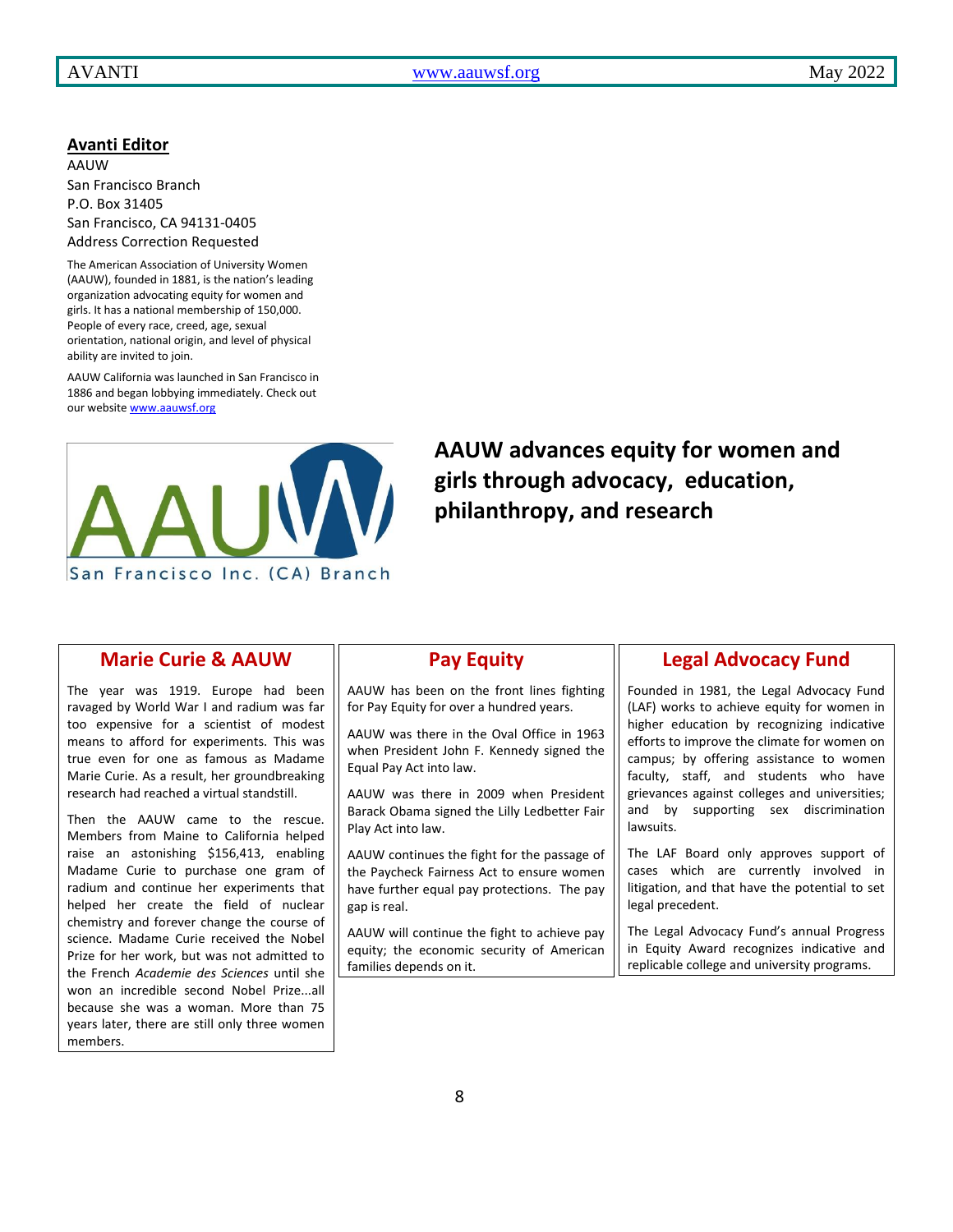**Avanti Editor**

AAUW
San Francisco Branch
P.O. Box 31405
San Francisco, CA 94131-0405
Address Correction Requested

The American Association of University Women (AAUW), founded in 1881, is the nation's leading organization advocating equity for women and girls. It has a national membership of 150,000. People of every race, creed, age, sexual orientation, national origin, and level of physical ability are invited to join.

AAUW California was launched in San Francisco in 1886 and began lobbying immediately. Check out our website www.aauwsf.org

AAUW
San Francisco Inc. (CA) Branch

## AAUW advances equity for women and girls through advocacy, education, philanthropy, and research

## Marie Curie & AAUW

The year was 1919. Europe had been ravaged by World War I and radium was far too expensive for a scientist of modest means to afford for experiments. This was true even for one as famous as Madame Marie Curie. As a result, her groundbreaking research had reached a virtual standstill.

Then the AAUW came to the rescue. Members from Maine to California helped raise an astonishing $156,413, enabling Madame Curie to purchase one gram of radium and continue her experiments that helped her create the field of nuclear chemistry and forever change the course of science. Madame Curie received the Nobel Prize for her work, but was not admitted to the French *Academie des Sciences* until she won an incredible second Nobel Prize...all because she was a woman. More than 75 years later, there are still only three women members.

## Pay Equity

AAUW has been on the front lines fighting for Pay Equity for over a hundred years.

AAUW was there in the Oval Office in 1963 when President John F. Kennedy signed the Equal Pay Act into law.

AAUW was there in 2009 when President Barack Obama signed the Lilly Ledbetter Fair Play Act into law.

AAUW continues the fight for the passage of the Paycheck Fairness Act to ensure women have further equal pay protections. The pay gap is real.

AAUW will continue the fight to achieve pay equity; the economic security of American families depends on it.

## Legal Advocacy Fund

Founded in 1981, the Legal Advocacy Fund (LAF) works to achieve equity for women in higher education by recognizing indicative efforts to improve the climate for women on campus; by offering assistance to women faculty, staff, and students who have grievances against colleges and universities; and by supporting sex discrimination lawsuits.

The LAF Board only approves support of cases which are currently involved in litigation, and that have the potential to set legal precedent.

The Legal Advocacy Fund's annual Progress in Equity Award recognizes indicative and replicable college and university programs.